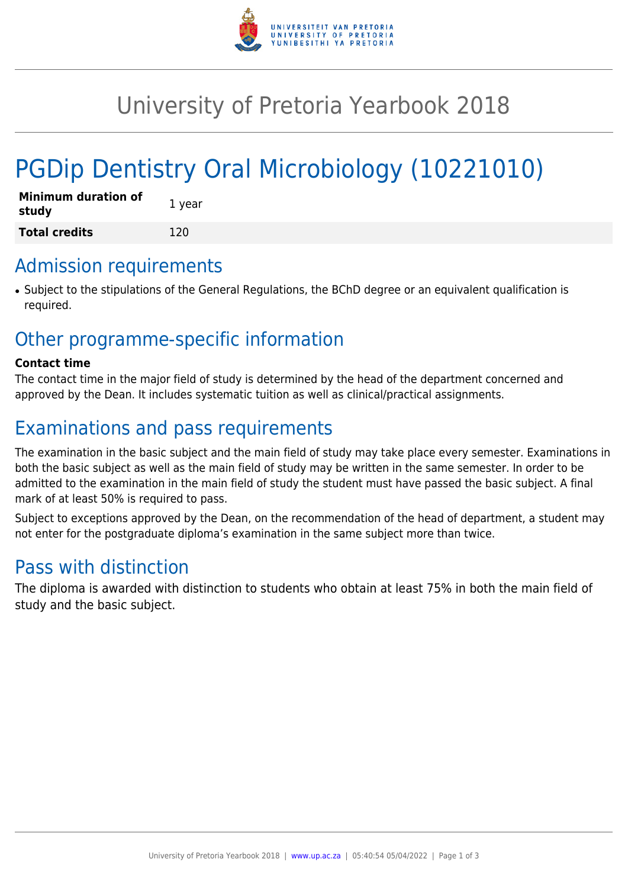# University of Pretoria Yearbook 2018

# PGDip Dentistry Oral Microbiology (10221010)

| **Minimum duration of study** | 1 year |
| --- | --- |
| **Total credits** | 120 |

## Admission requirements

- Subject to the stipulations of the General Regulations, the BChD degree or an equivalent qualification is required.

## Other programme-specific information

**Contact time**

The contact time in the major field of study is determined by the head of the department concerned and approved by the Dean. It includes systematic tuition as well as clinical/practical assignments.

## Examinations and pass requirements

The examination in the basic subject and the main field of study may take place every semester. Examinations in both the basic subject as well as the main field of study may be written in the same semester. In order to be admitted to the examination in the main field of study the student must have passed the basic subject. A final mark of at least 50% is required to pass.

Subject to exceptions approved by the Dean, on the recommendation of the head of department, a student may not enter for the postgraduate diploma's examination in the same subject more than twice.

## Pass with distinction

The diploma is awarded with distinction to students who obtain at least 75% in both the main field of study and the basic subject.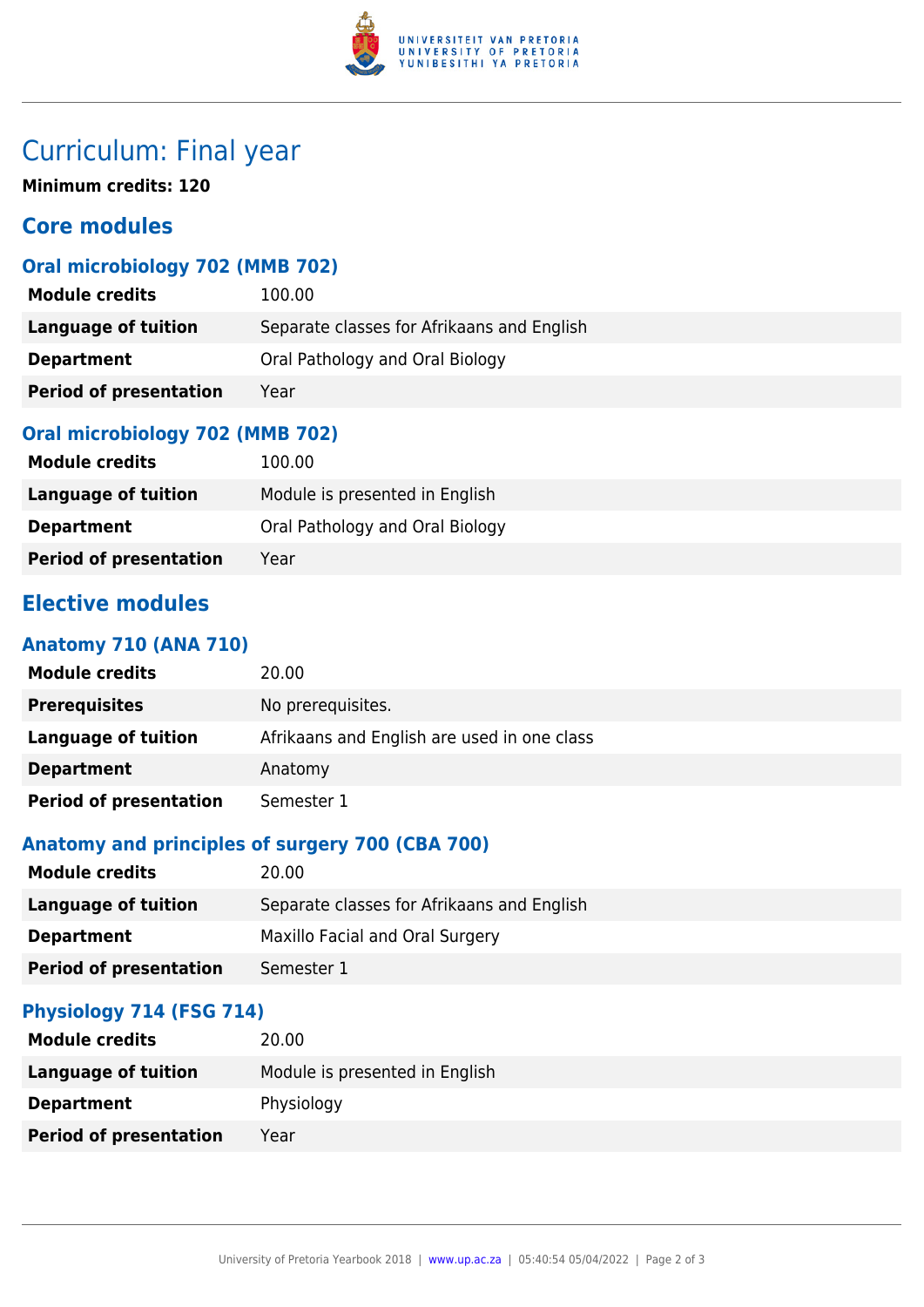# Curriculum: Final year

**Minimum credits: 120**

## Core modules

### Oral microbiology 702 (MMB 702)

| | |
|---|---|
| **Module credits** | 100.00 |
| **Language of tuition** | Separate classes for Afrikaans and English |
| **Department** | Oral Pathology and Oral Biology |
| **Period of presentation** | Year |

### Oral microbiology 702 (MMB 702)

| | |
|---|---|
| **Module credits** | 100.00 |
| **Language of tuition** | Module is presented in English |
| **Department** | Oral Pathology and Oral Biology |
| **Period of presentation** | Year |

## Elective modules

### Anatomy 710 (ANA 710)

| | |
|---|---|
| **Module credits** | 20.00 |
| **Prerequisites** | No prerequisites. |
| **Language of tuition** | Afrikaans and English are used in one class |
| **Department** | Anatomy |
| **Period of presentation** | Semester 1 |

### Anatomy and principles of surgery 700 (CBA 700)

| | |
|---|---|
| **Module credits** | 20.00 |
| **Language of tuition** | Separate classes for Afrikaans and English |
| **Department** | Maxillo Facial and Oral Surgery |
| **Period of presentation** | Semester 1 |

### Physiology 714 (FSG 714)

| | |
|---|---|
| **Module credits** | 20.00 |
| **Language of tuition** | Module is presented in English |
| **Department** | Physiology |
| **Period of presentation** | Year |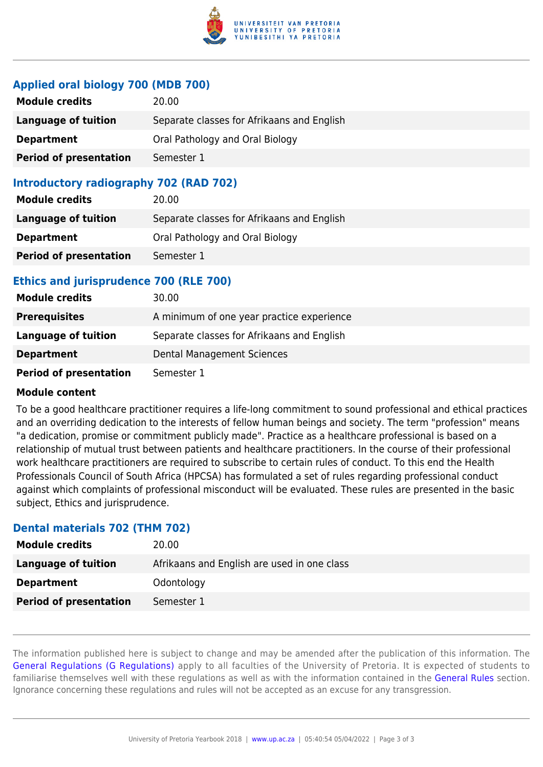### Applied oral biology 700 (MDB 700)

| | |
|---|---|
| **Module credits** | 20.00 |
| **Language of tuition** | Separate classes for Afrikaans and English |
| **Department** | Oral Pathology and Oral Biology |
| **Period of presentation** | Semester 1 |

### Introductory radiography 702 (RAD 702)

| | |
|---|---|
| **Module credits** | 20.00 |
| **Language of tuition** | Separate classes for Afrikaans and English |
| **Department** | Oral Pathology and Oral Biology |
| **Period of presentation** | Semester 1 |

### Ethics and jurisprudence 700 (RLE 700)

| | |
|---|---|
| **Module credits** | 30.00 |
| **Prerequisites** | A minimum of one year practice experience |
| **Language of tuition** | Separate classes for Afrikaans and English |
| **Department** | Dental Management Sciences |
| **Period of presentation** | Semester 1 |

**Module content**

To be a good healthcare practitioner requires a life-long commitment to sound professional and ethical practices and an overriding dedication to the interests of fellow human beings and society. The term "profession" means "a dedication, promise or commitment publicly made". Practice as a healthcare professional is based on a relationship of mutual trust between patients and healthcare practitioners. In the course of their professional work healthcare practitioners are required to subscribe to certain rules of conduct. To this end the Health Professionals Council of South Africa (HPCSA) has formulated a set of rules regarding professional conduct against which complaints of professional misconduct will be evaluated. These rules are presented in the basic subject, Ethics and jurisprudence.

### Dental materials 702 (THM 702)

| | |
|---|---|
| **Module credits** | 20.00 |
| **Language of tuition** | Afrikaans and English are used in one class |
| **Department** | Odontology |
| **Period of presentation** | Semester 1 |

The information published here is subject to change and may be amended after the publication of this information. The General Regulations (G Regulations) apply to all faculties of the University of Pretoria. It is expected of students to familiarise themselves well with these regulations as well as with the information contained in the General Rules section. Ignorance concerning these regulations and rules will not be accepted as an excuse for any transgression.